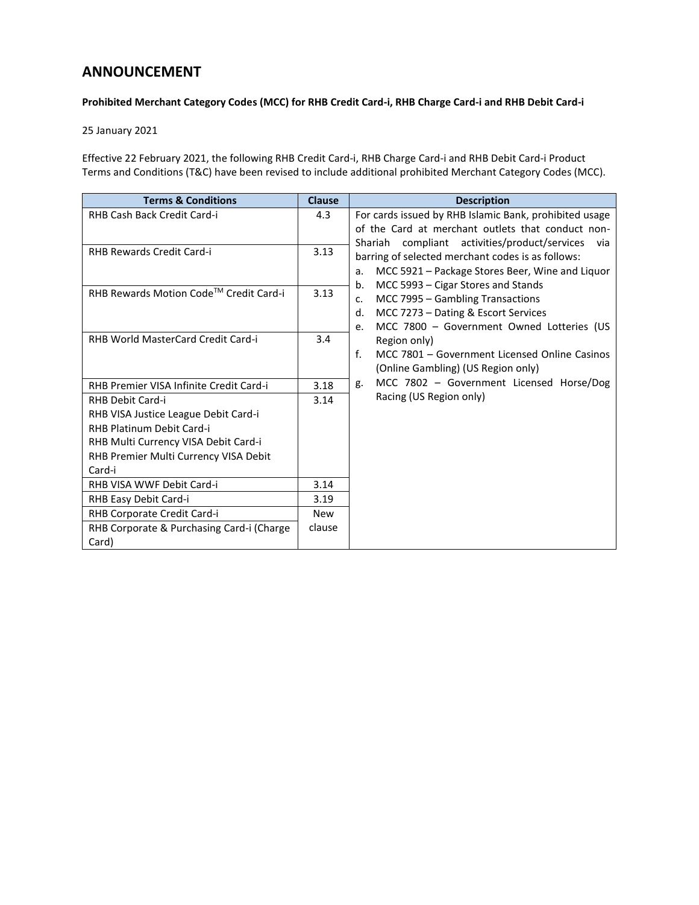# ANNOUNCEMENT

**Prohibited Merchant Category Codes (MCC) for RHB Credit Card-i, RHB Charge Card-i and RHB Debit Card-i**

25 January 2021

Effective 22 February 2021, the following RHB Credit Card-i, RHB Charge Card-i and RHB Debit Card-i Product Terms and Conditions (T&C) have been revised to include additional prohibited Merchant Category Codes (MCC).

| Terms & Conditions | Clause | Description |
|---|---|---|
| RHB Cash Back Credit Card-i | 4.3 | For cards issued by RHB Islamic Bank, prohibited usage of the Card at merchant outlets that conduct non-Shariah compliant activities/product/services via barring of selected merchant codes is as follows:<br>a. MCC 5921 – Package Stores Beer, Wine and Liquor<br>b. MCC 5993 – Cigar Stores and Stands<br>c. MCC 7995 – Gambling Transactions<br>d. MCC 7273 – Dating & Escort Services<br>e. MCC 7800 – Government Owned Lotteries (US Region only)<br>f. MCC 7801 – Government Licensed Online Casinos (Online Gambling) (US Region only)<br>g. MCC 7802 – Government Licensed Horse/Dog Racing (US Region only) |
| RHB Rewards Credit Card-i | 3.13 | |
| RHB Rewards Motion Code™ Credit Card-i | 3.13 | |
| RHB World MasterCard Credit Card-i | 3.4 | |
| RHB Premier VISA Infinite Credit Card-i | 3.18 | |
| RHB Debit Card-i<br>RHB VISA Justice League Debit Card-i<br>RHB Platinum Debit Card-i<br>RHB Multi Currency VISA Debit Card-i<br>RHB Premier Multi Currency VISA Debit Card-i | 3.14 | |
| RHB VISA WWF Debit Card-i | 3.14 | |
| RHB Easy Debit Card-i | 3.19 | |
| RHB Corporate Credit Card-i<br>RHB Corporate & Purchasing Card-i (Charge Card) | New clause | |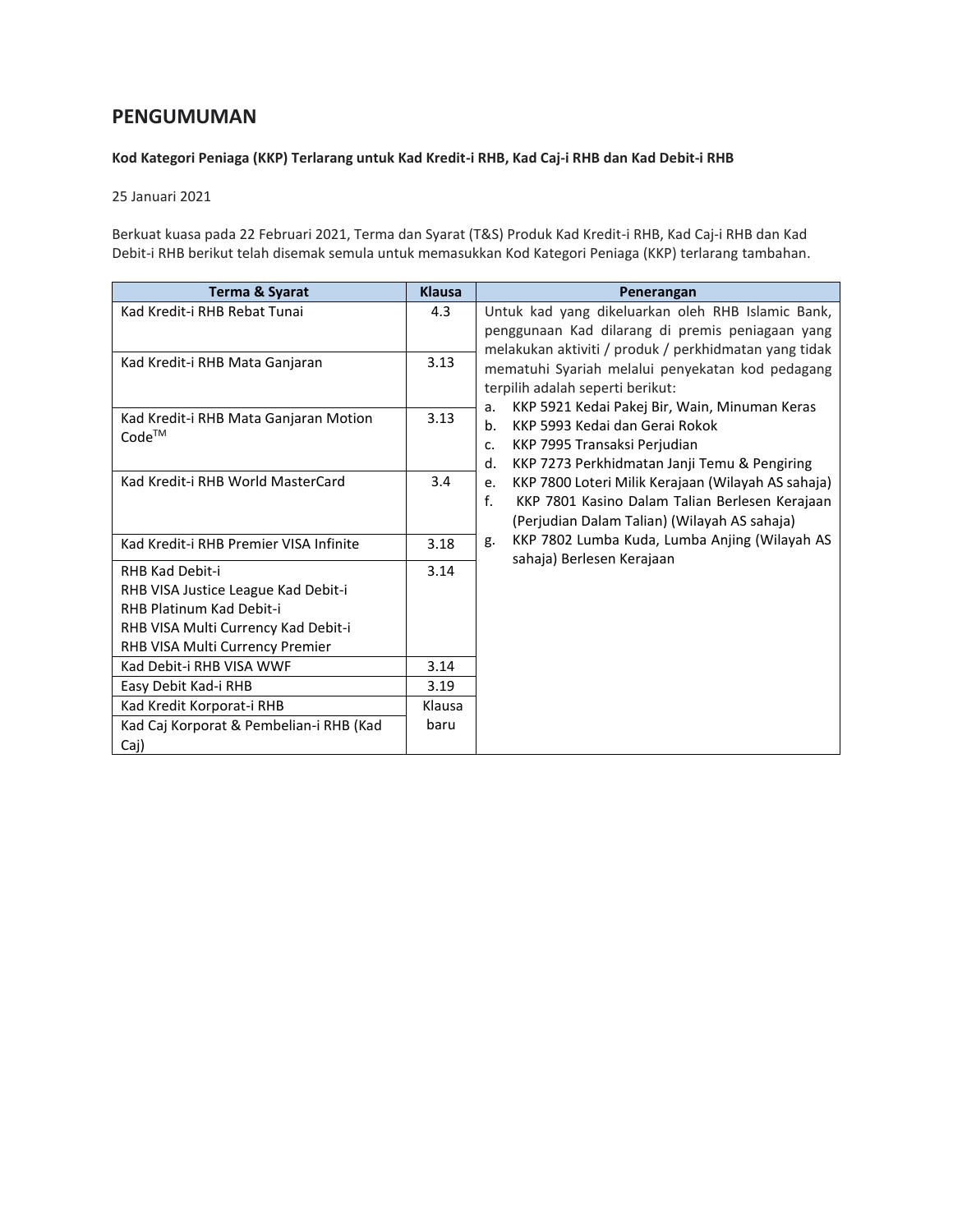# PENGUMUMAN

**Kod Kategori Peniaga (KKP) Terlarang untuk Kad Kredit-i RHB, Kad Caj-i RHB dan Kad Debit-i RHB**

25 Januari 2021

Berkuat kuasa pada 22 Februari 2021, Terma dan Syarat (T&S) Produk Kad Kredit-i RHB, Kad Caj-i RHB dan Kad Debit-i RHB berikut telah disemak semula untuk memasukkan Kod Kategori Peniaga (KKP) terlarang tambahan.

| Terma & Syarat | Klausa | Penerangan |
|---|---|---|
| Kad Kredit-i RHB Rebat Tunai | 4.3 | Untuk kad yang dikeluarkan oleh RHB Islamic Bank, penggunaan Kad dilarang di premis peniagaan yang melakukan aktiviti / produk / perkhidmatan yang tidak mematuhi Syariah melalui penyekatan kod pedagang terpilih adalah seperti berikut:<br>a. KKP 5921 Kedai Pakej Bir, Wain, Minuman Keras<br>b. KKP 5993 Kedai dan Gerai Rokok<br>c. KKP 7995 Transaksi Perjudian<br>d. KKP 7273 Perkhidmatan Janji Temu & Pengiring<br>e. KKP 7800 Loteri Milik Kerajaan (Wilayah AS sahaja)<br>f. KKP 7801 Kasino Dalam Talian Berlesen Kerajaan (Perjudian Dalam Talian) (Wilayah AS sahaja)<br>g. KKP 7802 Lumba Kuda, Lumba Anjing (Wilayah AS sahaja) Berlesen Kerajaan |
| Kad Kredit-i RHB Mata Ganjaran | 3.13 | |
| Kad Kredit-i RHB Mata Ganjaran Motion Code™ | 3.13 | |
| Kad Kredit-i RHB World MasterCard | 3.4 | |
| Kad Kredit-i RHB Premier VISA Infinite | 3.18 | |
| RHB Kad Debit-i<br>RHB VISA Justice League Kad Debit-i<br>RHB Platinum Kad Debit-i<br>RHB VISA Multi Currency Kad Debit-i<br>RHB VISA Multi Currency Premier | 3.14 | |
| Kad Debit-i RHB VISA WWF | 3.14 | |
| Easy Debit Kad-i RHB | 3.19 | |
| Kad Kredit Korporat-i RHB | Klausa baru | |
| Kad Caj Korporat & Pembelian-i RHB (Kad Caj) | | |